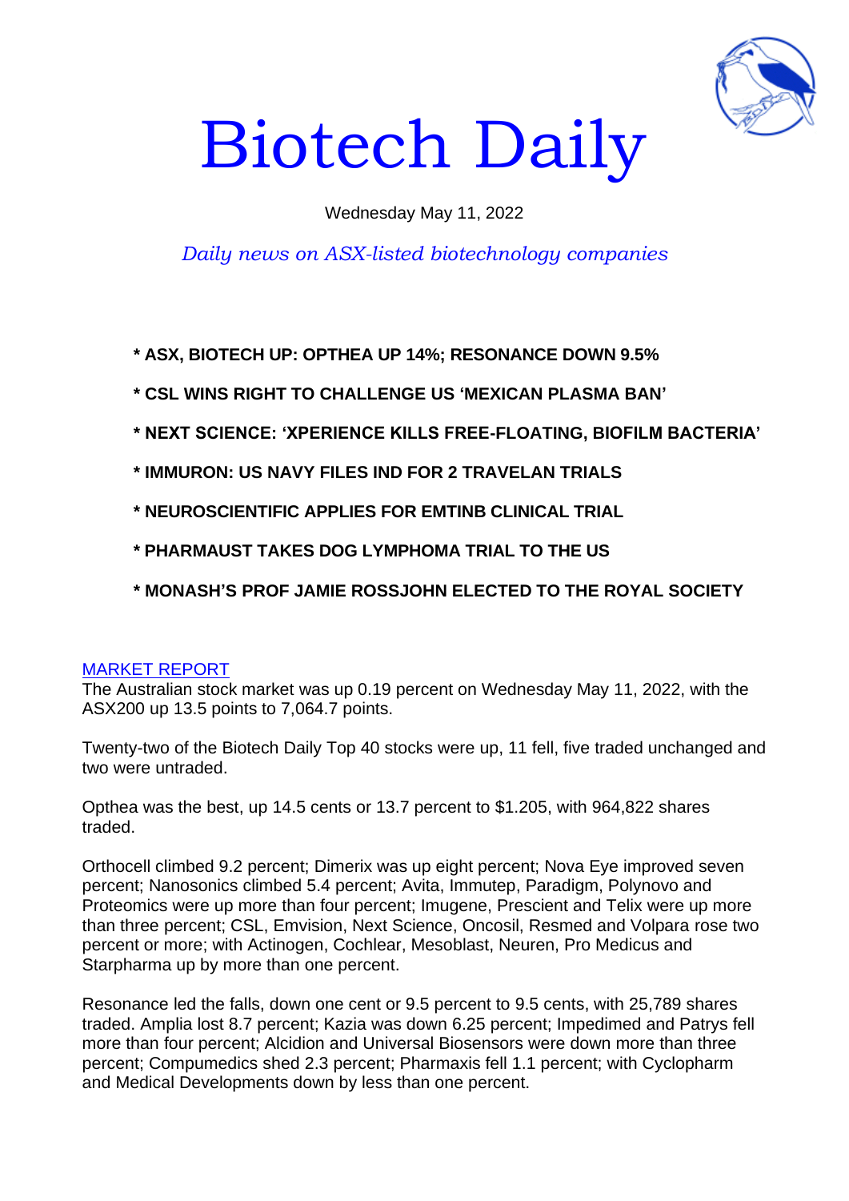# Biotech Daily

Wednesday May 11, 2022

*Daily news on ASX-listed biotechnology companies*

**\* ASX, BIOTECH UP: OPTHEA UP 14%; RESONANCE DOWN 9.5%**

**\* CSL WINS RIGHT TO CHALLENGE US 'MEXICAN PLASMA BAN'**

**\* NEXT SCIENCE: 'XPERIENCE KILLS FREE-FLOATING, BIOFILM BACTERIA'**

**\* IMMURON: US NAVY FILES IND FOR 2 TRAVELAN TRIALS**

**\* NEUROSCIENTIFIC APPLIES FOR EMTINB CLINICAL TRIAL**

**\* PHARMAUST TAKES DOG LYMPHOMA TRIAL TO THE US**

**\* MONASH'S PROF JAMIE ROSSJOHN ELECTED TO THE ROYAL SOCIETY**

## MARKET REPORT

The Australian stock market was up 0.19 percent on Wednesday May 11, 2022, with the ASX200 up 13.5 points to 7,064.7 points.

Twenty-two of the Biotech Daily Top 40 stocks were up, 11 fell, five traded unchanged and two were untraded.

Opthea was the best, up 14.5 cents or 13.7 percent to $1.205, with 964,822 shares traded.

Orthocell climbed 9.2 percent; Dimerix was up eight percent; Nova Eye improved seven percent; Nanosonics climbed 5.4 percent; Avita, Immutep, Paradigm, Polynovo and Proteomics were up more than four percent; Imugene, Prescient and Telix were up more than three percent; CSL, Emvision, Next Science, Oncosil, Resmed and Volpara rose two percent or more; with Actinogen, Cochlear, Mesoblast, Neuren, Pro Medicus and Starpharma up by more than one percent.

Resonance led the falls, down one cent or 9.5 percent to 9.5 cents, with 25,789 shares traded. Amplia lost 8.7 percent; Kazia was down 6.25 percent; Impedimed and Patrys fell more than four percent; Alcidion and Universal Biosensors were down more than three percent; Compumedics shed 2.3 percent; Pharmaxis fell 1.1 percent; with Cyclopharm and Medical Developments down by less than one percent.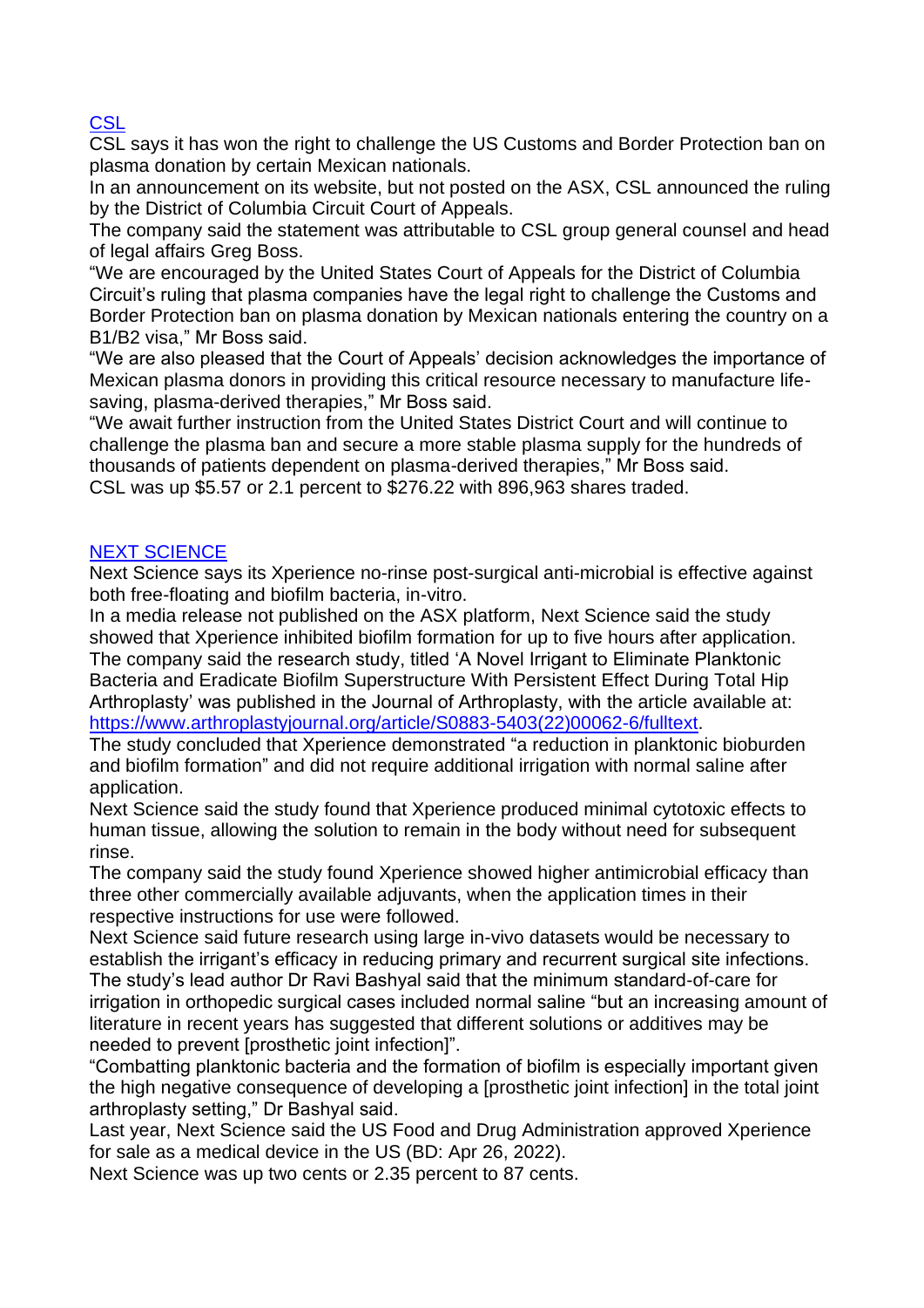## [CSL]()

CSL says it has won the right to challenge the US Customs and Border Protection ban on plasma donation by certain Mexican nationals.

In an announcement on its website, but not posted on the ASX, CSL announced the ruling by the District of Columbia Circuit Court of Appeals.

The company said the statement was attributable to CSL group general counsel and head of legal affairs Greg Boss.

"We are encouraged by the United States Court of Appeals for the District of Columbia Circuit's ruling that plasma companies have the legal right to challenge the Customs and Border Protection ban on plasma donation by Mexican nationals entering the country on a B1/B2 visa," Mr Boss said.

"We are also pleased that the Court of Appeals' decision acknowledges the importance of Mexican plasma donors in providing this critical resource necessary to manufacture life-saving, plasma-derived therapies," Mr Boss said.

"We await further instruction from the United States District Court and will continue to challenge the plasma ban and secure a more stable plasma supply for the hundreds of thousands of patients dependent on plasma-derived therapies," Mr Boss said.

CSL was up $5.57 or 2.1 percent to $276.22 with 896,963 shares traded.

## [NEXT SCIENCE]()

Next Science says its Xperience no-rinse post-surgical anti-microbial is effective against both free-floating and biofilm bacteria, in-vitro.

In a media release not published on the ASX platform, Next Science said the study showed that Xperience inhibited biofilm formation for up to five hours after application.

The company said the research study, titled 'A Novel Irrigant to Eliminate Planktonic Bacteria and Eradicate Biofilm Superstructure With Persistent Effect During Total Hip Arthroplasty' was published in the Journal of Arthroplasty, with the article available at: [https://www.arthroplastyjournal.org/article/S0883-5403(22)00062-6/fulltext](https://www.arthroplastyjournal.org/article/S0883-5403(22)00062-6/fulltext).

The study concluded that Xperience demonstrated "a reduction in planktonic bioburden and biofilm formation" and did not require additional irrigation with normal saline after application.

Next Science said the study found that Xperience produced minimal cytotoxic effects to human tissue, allowing the solution to remain in the body without need for subsequent rinse.

The company said the study found Xperience showed higher antimicrobial efficacy than three other commercially available adjuvants, when the application times in their respective instructions for use were followed.

Next Science said future research using large in-vivo datasets would be necessary to establish the irrigant's efficacy in reducing primary and recurrent surgical site infections.

The study's lead author Dr Ravi Bashyal said that the minimum standard-of-care for irrigation in orthopedic surgical cases included normal saline "but an increasing amount of literature in recent years has suggested that different solutions or additives may be needed to prevent [prosthetic joint infection]".

"Combatting planktonic bacteria and the formation of biofilm is especially important given the high negative consequence of developing a [prosthetic joint infection] in the total joint arthroplasty setting," Dr Bashyal said.

Last year, Next Science said the US Food and Drug Administration approved Xperience for sale as a medical device in the US (BD: Apr 26, 2022).

Next Science was up two cents or 2.35 percent to 87 cents.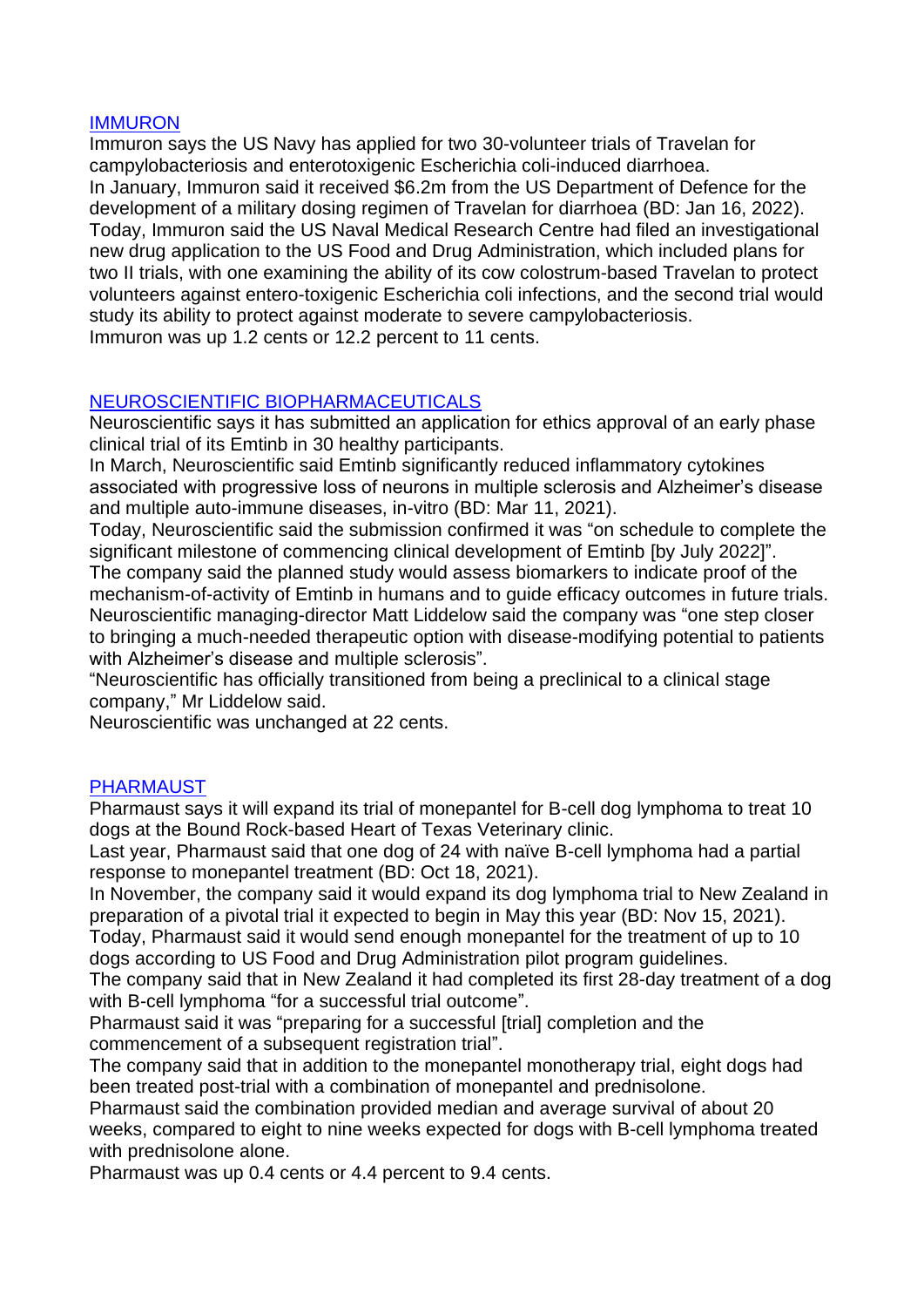## IMMURON

Immuron says the US Navy has applied for two 30-volunteer trials of Travelan for campylobacteriosis and enterotoxigenic Escherichia coli-induced diarrhoea.
In January, Immuron said it received $6.2m from the US Department of Defence for the development of a military dosing regimen of Travelan for diarrhoea (BD: Jan 16, 2022).
Today, Immuron said the US Naval Medical Research Centre had filed an investigational new drug application to the US Food and Drug Administration, which included plans for two II trials, with one examining the ability of its cow colostrum-based Travelan to protect volunteers against entero-toxigenic Escherichia coli infections, and the second trial would study its ability to protect against moderate to severe campylobacteriosis.
Immuron was up 1.2 cents or 12.2 percent to 11 cents.

## NEUROSCIENTIFIC BIOPHARMACEUTICALS

Neuroscientific says it has submitted an application for ethics approval of an early phase clinical trial of its Emtinb in 30 healthy participants.
In March, Neuroscientific said Emtinb significantly reduced inflammatory cytokines associated with progressive loss of neurons in multiple sclerosis and Alzheimer's disease and multiple auto-immune diseases, in-vitro (BD: Mar 11, 2021).
Today, Neuroscientific said the submission confirmed it was "on schedule to complete the significant milestone of commencing clinical development of Emtinb [by July 2022]".
The company said the planned study would assess biomarkers to indicate proof of the mechanism-of-activity of Emtinb in humans and to guide efficacy outcomes in future trials.
Neuroscientific managing-director Matt Liddelow said the company was "one step closer to bringing a much-needed therapeutic option with disease-modifying potential to patients with Alzheimer's disease and multiple sclerosis".
"Neuroscientific has officially transitioned from being a preclinical to a clinical stage company," Mr Liddelow said.
Neuroscientific was unchanged at 22 cents.

## PHARMAUST

Pharmaust says it will expand its trial of monepantel for B-cell dog lymphoma to treat 10 dogs at the Bound Rock-based Heart of Texas Veterinary clinic.
Last year, Pharmaust said that one dog of 24 with naïve B-cell lymphoma had a partial response to monepantel treatment (BD: Oct 18, 2021).
In November, the company said it would expand its dog lymphoma trial to New Zealand in preparation of a pivotal trial it expected to begin in May this year (BD: Nov 15, 2021).
Today, Pharmaust said it would send enough monepantel for the treatment of up to 10 dogs according to US Food and Drug Administration pilot program guidelines.
The company said that in New Zealand it had completed its first 28-day treatment of a dog with B-cell lymphoma "for a successful trial outcome".
Pharmaust said it was "preparing for a successful [trial] completion and the commencement of a subsequent registration trial".
The company said that in addition to the monepantel monotherapy trial, eight dogs had been treated post-trial with a combination of monepantel and prednisolone.
Pharmaust said the combination provided median and average survival of about 20 weeks, compared to eight to nine weeks expected for dogs with B-cell lymphoma treated with prednisolone alone.
Pharmaust was up 0.4 cents or 4.4 percent to 9.4 cents.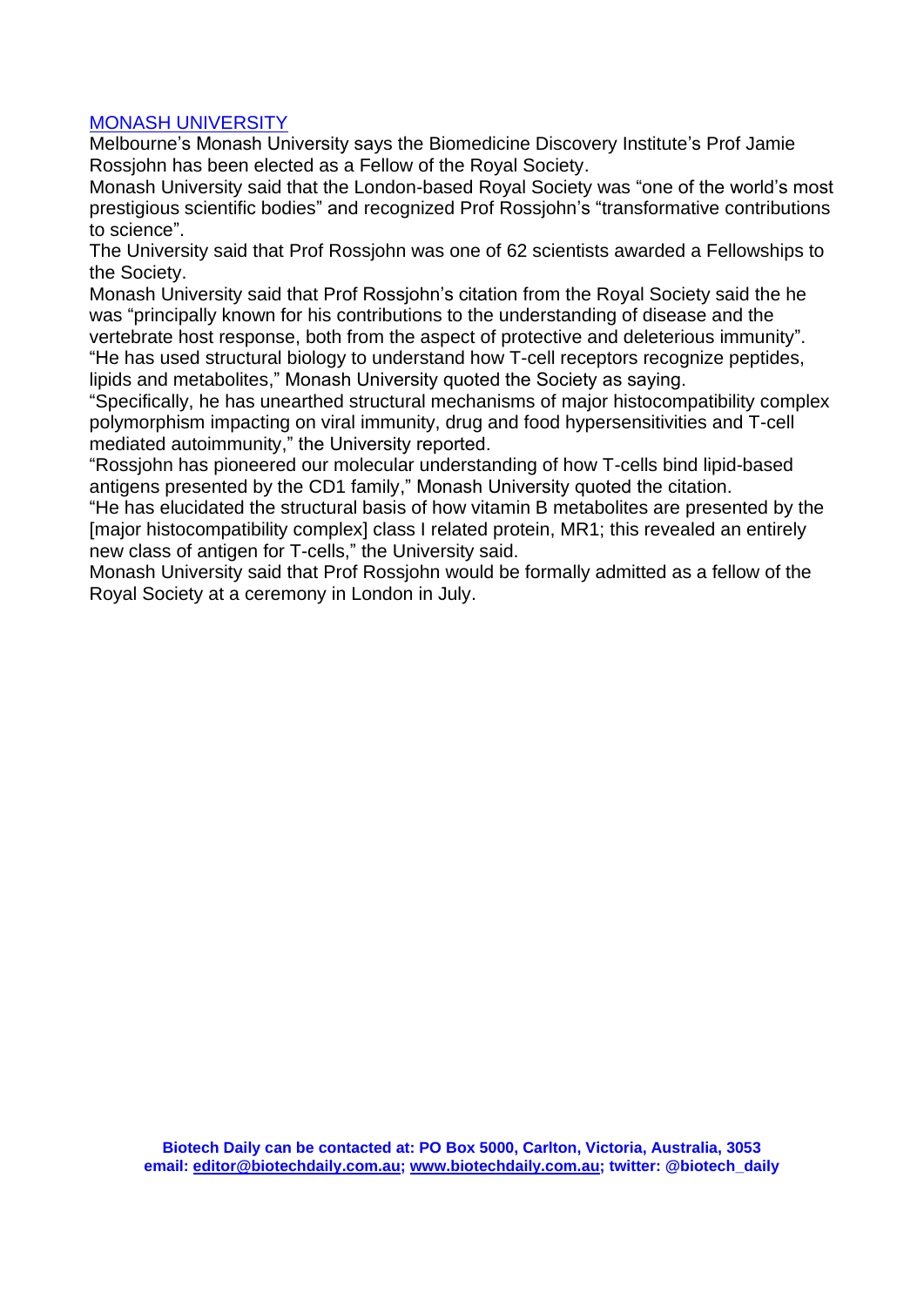## MONASH UNIVERSITY

Melbourne's Monash University says the Biomedicine Discovery Institute's Prof Jamie Rossjohn has been elected as a Fellow of the Royal Society.

Monash University said that the London-based Royal Society was "one of the world's most prestigious scientific bodies" and recognized Prof Rossjohn's "transformative contributions to science".

The University said that Prof Rossjohn was one of 62 scientists awarded a Fellowships to the Society.

Monash University said that Prof Rossjohn's citation from the Royal Society said the he was "principally known for his contributions to the understanding of disease and the vertebrate host response, both from the aspect of protective and deleterious immunity".

"He has used structural biology to understand how T-cell receptors recognize peptides, lipids and metabolites," Monash University quoted the Society as saying.

"Specifically, he has unearthed structural mechanisms of major histocompatibility complex polymorphism impacting on viral immunity, drug and food hypersensitivities and T-cell mediated autoimmunity," the University reported.

"Rossjohn has pioneered our molecular understanding of how T-cells bind lipid-based antigens presented by the CD1 family," Monash University quoted the citation.

"He has elucidated the structural basis of how vitamin B metabolites are presented by the [major histocompatibility complex] class I related protein, MR1; this revealed an entirely new class of antigen for T-cells," the University said.

Monash University said that Prof Rossjohn would be formally admitted as a fellow of the Royal Society at a ceremony in London in July.